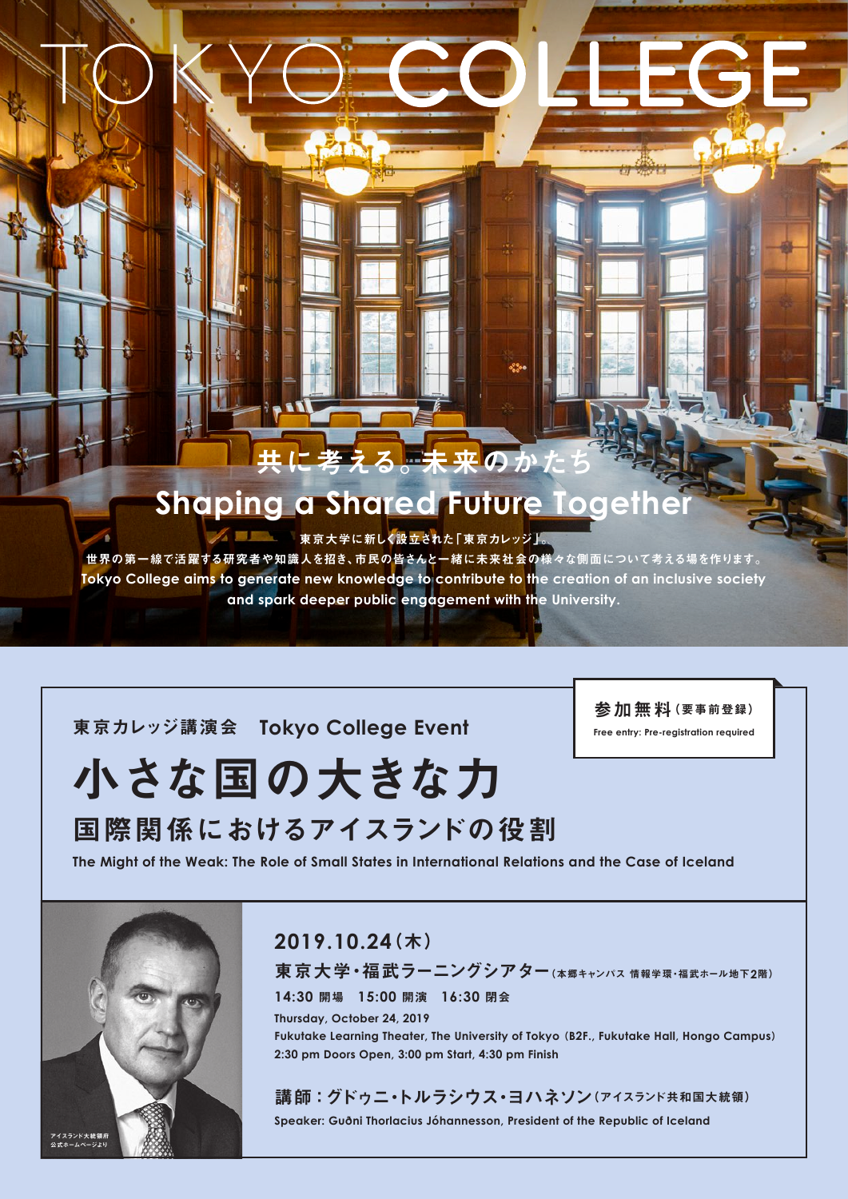# TOKYO COLLEGE

## 共に考える。未来のかたち
## Shaping a Shared Future Together

東京大学に新しく設立された「東京カレッジ」。
世界の第一線で活躍する研究者や知識人を招き、市民の皆さんと一緒に未来社会の様々な側面について考える場を作ります。
Tokyo College aims to generate new knowledge to contribute to the creation of an inclusive society and spark deeper public engagement with the University.

**参加無料（要事前登録）**
Free entry: Pre-registration required

東京カレッジ講演会　Tokyo College Event

# 小さな国の大きな力
## 国際関係におけるアイスランドの役割

**The Might of the Weak: The Role of Small States in International Relations and the Case of Iceland**

アイスランド大統領府
公式ホームページより

### 2019.10.24（木）

**東京大学・福武ラーニングシアター**（本郷キャンパス 情報学環・福武ホール地下2階）

**14:30 開場　15:00 開演　16:30 閉会**

Thursday, October 24, 2019
Fukutake Learning Theater, The University of Tokyo (B2F., Fukutake Hall, Hongo Campus)
2:30 pm Doors Open, 3:00 pm Start, 4:30 pm Finish

**講師：グドゥニ・トルラシウス・ヨハネソン**（アイスランド共和国大統領）

Speaker: Guðni Thorlacius Jóhannesson, President of the Republic of Iceland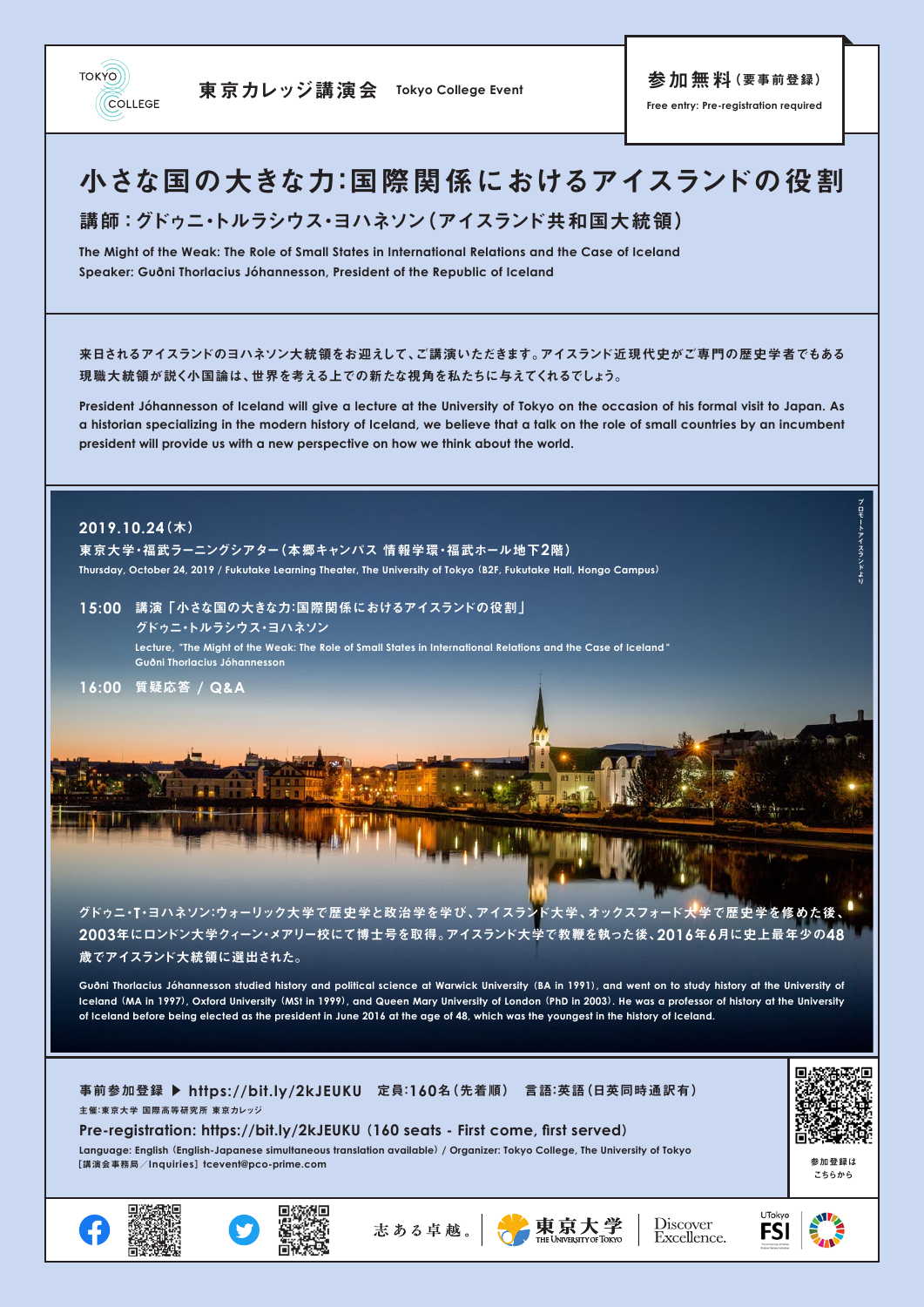TOKYO COLLEGE

東京カレッジ講演会 Tokyo College Event

**参加無料（要事前登録）**

Free entry: Pre-registration required

# 小さな国の大きな力:国際関係におけるアイスランドの役割

## 講師：グドゥニ・トルラシウス・ヨハネソン（アイスランド共和国大統領）

**The Might of the Weak: The Role of Small States in International Relations and the Case of Iceland**

**Speaker: Guðni Thorlacius Jóhannesson, President of the Republic of Iceland**

来日されるアイスランドのヨハネソン大統領をお迎えして、ご講演いただきます。アイスランド近現代史がご専門の歴史学者でもある現職大統領が説く小国論は、世界を考える上での新たな視角を私たちに与えてくれるでしょう。

President Jóhannesson of Iceland will give a lecture at the University of Tokyo on the occasion of his formal visit to Japan. As a historian specializing in the modern history of Iceland, we believe that a talk on the role of small countries by an incumbent president will provide us with a new perspective on how we think about the world.

**2019.10.24（木）**

**東京大学・福武ラーニングシアター（本郷キャンパス 情報学環・福武ホール地下2階）**

Thursday, October 24, 2019 / Fukutake Learning Theater, The University of Tokyo（B2F, Fukutake Hall, Hongo Campus）

**15:00** 講演「小さな国の大きな力:国際関係におけるアイスランドの役割」
グドゥニ・トルラシウス・ヨハネソン
Lecture, "The Might of the Weak: The Role of Small States in International Relations and the Case of Iceland"
Guðni Thorlacius Jóhannesson

**16:00** 質疑応答 / Q&A

プロモートアイスランドより

グドゥニ・T・ヨハネソン:ウォーリック大学で歴史学と政治学を学び、アイスランド大学、オックスフォード大学で歴史学を修めた後、2003年にロンドン大学クィーン・メアリー校にて博士号を取得。アイスランド大学で教鞭を執った後、2016年6月に史上最年少の48歳でアイスランド大統領に選出された。

Guðni Thorlacius Jóhannesson studied history and political science at Warwick University（BA in 1991）, and went on to study history at the University of Iceland（MA in 1997）, Oxford University（MSt in 1999）, and Queen Mary University of London（PhD in 2003）. He was a professor of history at the University of Iceland before being elected as the president in June 2016 at the age of 48, which was the youngest in the history of Iceland.

**事前参加登録 ▶ https://bit.ly/2kJEUKU 定員:160名（先着順） 言語:英語（日英同時通訳有）**

主催:東京大学 国際高等研究所 東京カレッジ

**Pre-registration: https://bit.ly/2kJEUKU（160 seats - First come, first served）**

Language: English（English-Japanese simultaneous translation available）/ Organizer: Tokyo College, The University of Tokyo

［講演会事務局／Inquiries］tcevent@pco-prime.com

参加登録はこちらから

志ある卓越。 東京大学 THE UNIVERSITY OF TOKYO Discover Excellence. UTokyo FSI